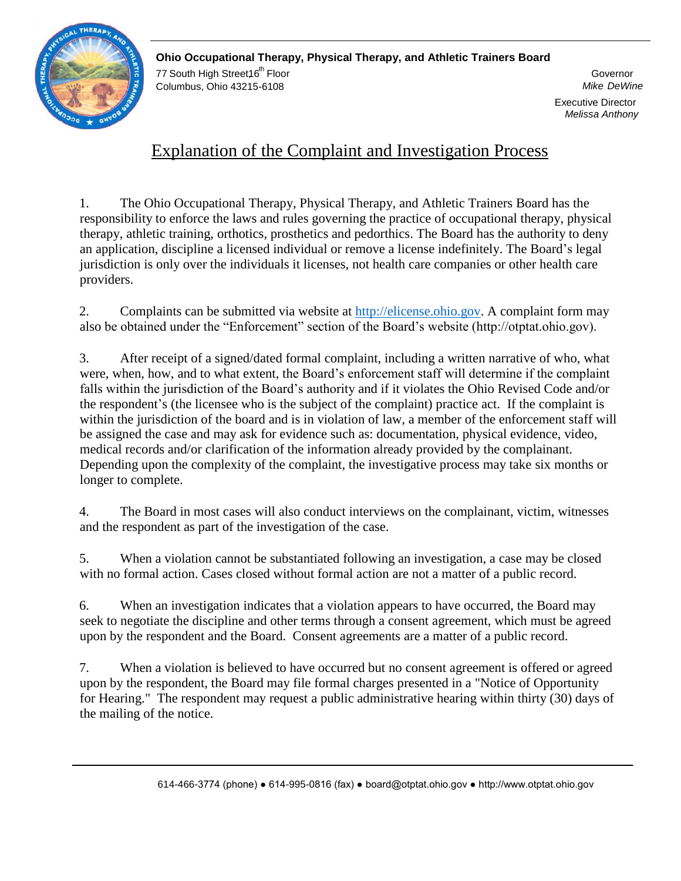**Ohio Occupational Therapy, Physical Therapy, and Athletic Trainers Board**

77 South High Street 16th Floor
Columbus, Ohio 43215-6108

Governor
*Mike DeWine*

Executive Director
*Melissa Anthony*

# Explanation of the Complaint and Investigation Process

1. The Ohio Occupational Therapy, Physical Therapy, and Athletic Trainers Board has the responsibility to enforce the laws and rules governing the practice of occupational therapy, physical therapy, athletic training, orthotics, prosthetics and pedorthics. The Board has the authority to deny an application, discipline a licensed individual or remove a license indefinitely. The Board's legal jurisdiction is only over the individuals it licenses, not health care companies or other health care providers.

2. Complaints can be submitted via website at http://elicense.ohio.gov. A complaint form may also be obtained under the "Enforcement" section of the Board's website (http://otptat.ohio.gov).

3. After receipt of a signed/dated formal complaint, including a written narrative of who, what were, when, how, and to what extent, the Board's enforcement staff will determine if the complaint falls within the jurisdiction of the Board's authority and if it violates the Ohio Revised Code and/or the respondent's (the licensee who is the subject of the complaint) practice act. If the complaint is within the jurisdiction of the board and is in violation of law, a member of the enforcement staff will be assigned the case and may ask for evidence such as: documentation, physical evidence, video, medical records and/or clarification of the information already provided by the complainant. Depending upon the complexity of the complaint, the investigative process may take six months or longer to complete.

4. The Board in most cases will also conduct interviews on the complainant, victim, witnesses and the respondent as part of the investigation of the case.

5. When a violation cannot be substantiated following an investigation, a case may be closed with no formal action. Cases closed without formal action are not a matter of a public record.

6. When an investigation indicates that a violation appears to have occurred, the Board may seek to negotiate the discipline and other terms through a consent agreement, which must be agreed upon by the respondent and the Board. Consent agreements are a matter of a public record.

7. When a violation is believed to have occurred but no consent agreement is offered or agreed upon by the respondent, the Board may file formal charges presented in a "Notice of Opportunity for Hearing." The respondent may request a public administrative hearing within thirty (30) days of the mailing of the notice.

614-466-3774 (phone) ● 614-995-0816 (fax) ● board@otptat.ohio.gov ● http://www.otptat.ohio.gov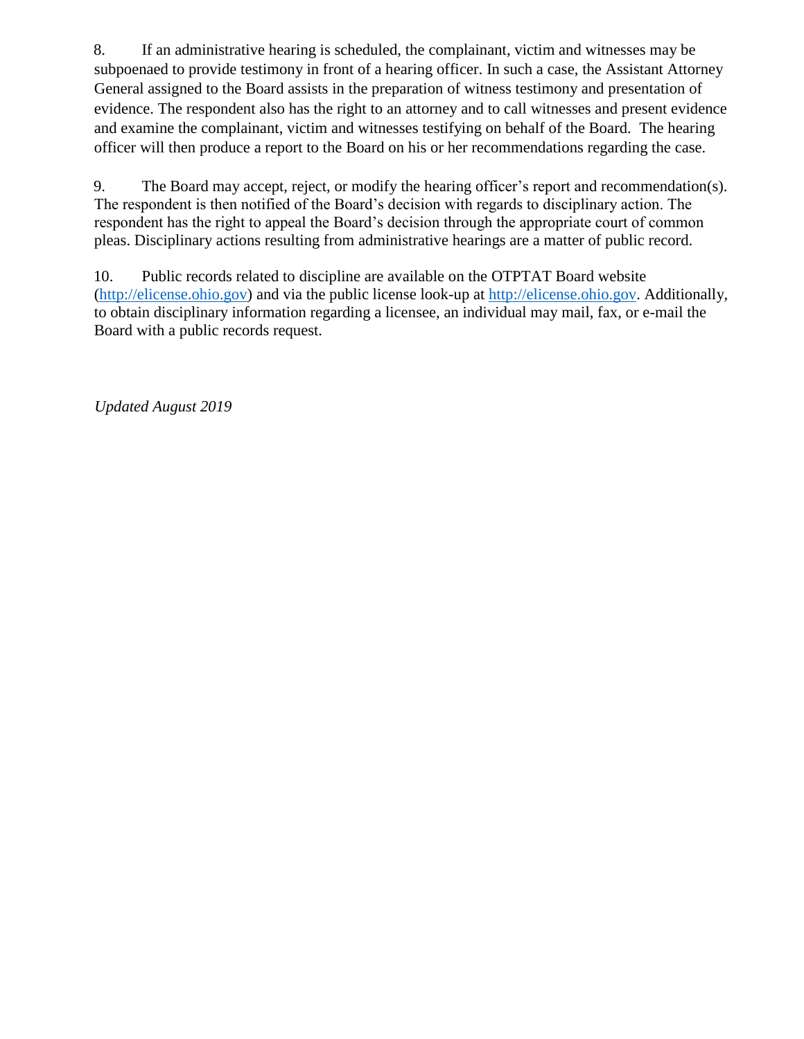8. If an administrative hearing is scheduled, the complainant, victim and witnesses may be subpoenaed to provide testimony in front of a hearing officer. In such a case, the Assistant Attorney General assigned to the Board assists in the preparation of witness testimony and presentation of evidence. The respondent also has the right to an attorney and to call witnesses and present evidence and examine the complainant, victim and witnesses testifying on behalf of the Board. The hearing officer will then produce a report to the Board on his or her recommendations regarding the case.

9. The Board may accept, reject, or modify the hearing officer's report and recommendation(s). The respondent is then notified of the Board's decision with regards to disciplinary action. The respondent has the right to appeal the Board's decision through the appropriate court of common pleas. Disciplinary actions resulting from administrative hearings are a matter of public record.

10. Public records related to discipline are available on the OTPTAT Board website (http://elicense.ohio.gov) and via the public license look-up at http://elicense.ohio.gov. Additionally, to obtain disciplinary information regarding a licensee, an individual may mail, fax, or e-mail the Board with a public records request.

*Updated August 2019*